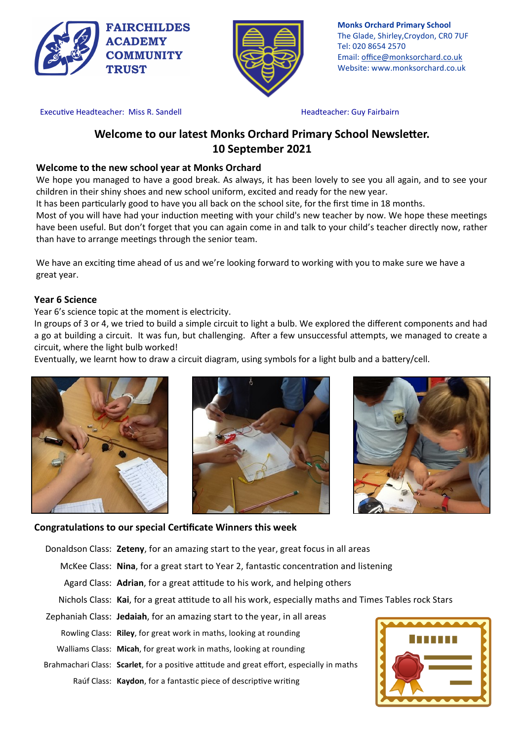FAIRCHILDES ACADEMY COMMUNITY TRUST

**Monks Orchard Primary School**
The Glade, Shirley,Croydon, CR0 7UF
Tel: 020 8654 2570
Email: office@monksorchard.co.uk
Website: www.monksorchard.co.uk

Executive Headteacher: Miss R. Sandell

Headteacher: Guy Fairbairn

# Welcome to our latest Monks Orchard Primary School Newsletter.
# 10 September 2021

## Welcome to the new school year at Monks Orchard

We hope you managed to have a good break. As always, it has been lovely to see you all again, and to see your children in their shiny shoes and new school uniform, excited and ready for the new year.

It has been particularly good to have you all back on the school site, for the first time in 18 months.

Most of you will have had your induction meeting with your child's new teacher by now. We hope these meetings have been useful. But don't forget that you can again come in and talk to your child's teacher directly now, rather than have to arrange meetings through the senior team.

We have an exciting time ahead of us and we're looking forward to working with you to make sure we have a great year.

## Year 6 Science

Year 6's science topic at the moment is electricity.

In groups of 3 or 4, we tried to build a simple circuit to light a bulb. We explored the different components and had a go at building a circuit. It was fun, but challenging. After a few unsuccessful attempts, we managed to create a circuit, where the light bulb worked!

Eventually, we learnt how to draw a circuit diagram, using symbols for a light bulb and a battery/cell.

## Congratulations to our special Certificate Winners this week

Donaldson Class: **Zeteny**, for an amazing start to the year, great focus in all areas

McKee Class: **Nina**, for a great start to Year 2, fantastic concentration and listening

Agard Class: **Adrian**, for a great attitude to his work, and helping others

Nichols Class: **Kai**, for a great attitude to all his work, especially maths and Times Tables rock Stars

Zephaniah Class: **Jedaiah**, for an amazing start to the year, in all areas

Rowling Class: **Riley**, for great work in maths, looking at rounding

Walliams Class: **Micah**, for great work in maths, looking at rounding

Brahmachari Class: **Scarlet**, for a positive attitude and great effort, especially in maths

Raúf Class: **Kaydon**, for a fantastic piece of descriptive writing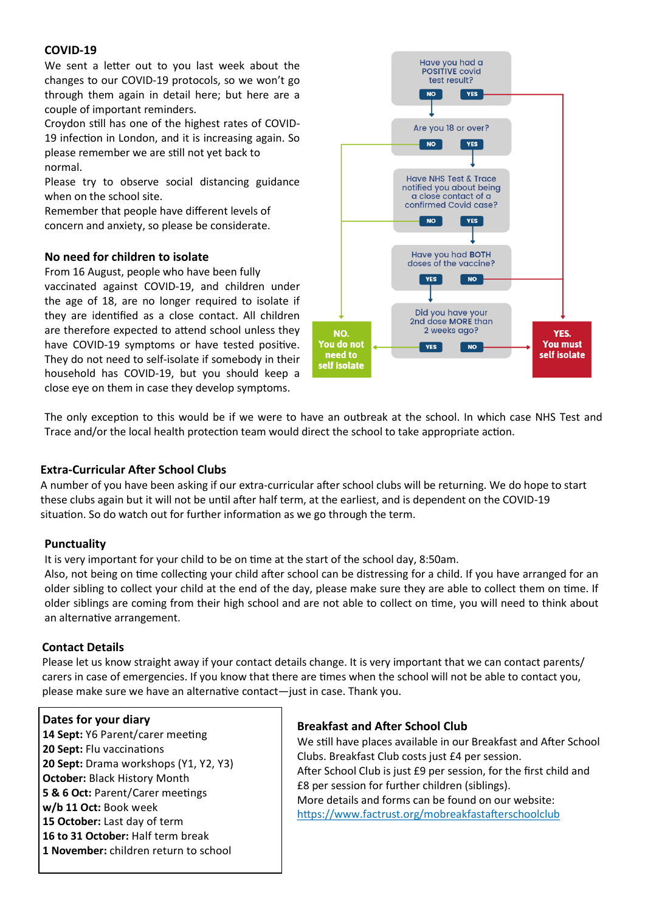## COVID-19

We sent a letter out to you last week about the changes to our COVID-19 protocols, so we won't go through them again in detail here; but here are a couple of important reminders.

Croydon still has one of the highest rates of COVID-19 infection in London, and it is increasing again. So please remember we are still not yet back to normal.

Please try to observe social distancing guidance when on the school site.

Remember that people have different levels of concern and anxiety, so please be considerate.

## No need for children to isolate

From 16 August, people who have been fully vaccinated against COVID-19, and children under the age of 18, are no longer required to isolate if they are identified as a close contact. All children are therefore expected to attend school unless they have COVID-19 symptoms or have tested positive. They do not need to self-isolate if somebody in their household has COVID-19, but you should keep a close eye on them in case they develop symptoms.

Have you had a POSITIVE covid test result?
NO
YES

Are you 18 or over?
NO
YES

Have NHS Test & Trace notified you about being a close contact of a confirmed Covid case?
NO
YES

Have you had BOTH doses of the vaccine?
YES
NO

Did you have your 2nd dose MORE than 2 weeks ago?
YES
NO

NO. You do not need to self isolate

YES. You must self isolate

The only exception to this would be if we were to have an outbreak at the school. In which case NHS Test and Trace and/or the local health protection team would direct the school to take appropriate action.

## Extra-Curricular After School Clubs

A number of you have been asking if our extra-curricular after school clubs will be returning. We do hope to start these clubs again but it will not be until after half term, at the earliest, and is dependent on the COVID-19 situation. So do watch out for further information as we go through the term.

## Punctuality

It is very important for your child to be on time at the start of the school day, 8:50am.

Also, not being on time collecting your child after school can be distressing for a child. If you have arranged for an older sibling to collect your child at the end of the day, please make sure they are able to collect them on time. If older siblings are coming from their high school and are not able to collect on time, you will need to think about an alternative arrangement.

## Contact Details

Please let us know straight away if your contact details change. It is very important that we can contact parents/carers in case of emergencies. If you know that there are times when the school will not be able to contact you, please make sure we have an alternative contact—just in case. Thank you.

## Dates for your diary

**14 Sept:** Y6 Parent/carer meeting
**20 Sept:** Flu vaccinations
**20 Sept:** Drama workshops (Y1, Y2, Y3)
**October:** Black History Month
**5 & 6 Oct:** Parent/Carer meetings
**w/b 11 Oct:** Book week
**15 October:** Last day of term
**16 to 31 October:** Half term break
**1 November:** children return to school

## Breakfast and After School Club

We still have places available in our Breakfast and After School Clubs. Breakfast Club costs just £4 per session.

After School Club is just £9 per session, for the first child and £8 per session for further children (siblings).

More details and forms can be found on our website: https://www.factrust.org/mobreakfastafterschoolclub